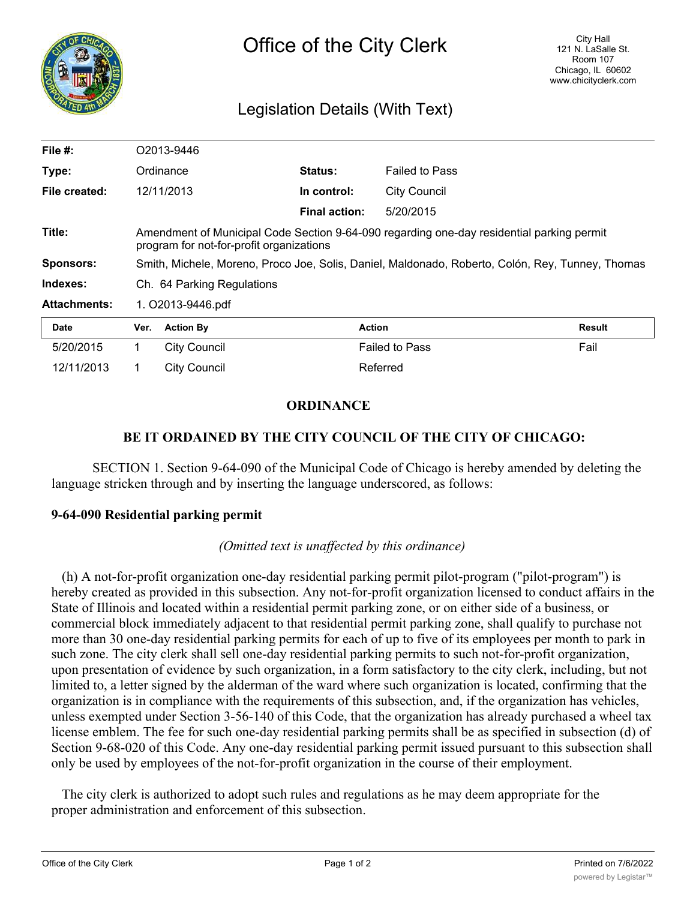# Office of the City Clerk

City Hall
121 N. LaSalle St.
Room 107
Chicago, IL 60602
www.chicityclerk.com

## Legislation Details (With Text)

| | | | |
|---|---|---|---|
| **File #:** | O2013-9446 | | |
| **Type:** | Ordinance | **Status:** | Failed to Pass |
| **File created:** | 12/11/2013 | **In control:** | City Council |
| | | **Final action:** | 5/20/2015 |
| **Title:** | Amendment of Municipal Code Section 9-64-090 regarding one-day residential parking permit program for not-for-profit organizations | | |
| **Sponsors:** | Smith, Michele, Moreno, Proco Joe, Solis, Daniel, Maldonado, Roberto, Colón, Rey, Tunney, Thomas | | |
| **Indexes:** | Ch. 64 Parking Regulations | | |
| **Attachments:** | 1. O2013-9446.pdf | | |

| Date | Ver. | Action By | Action | Result |
|---|---|---|---|---|
| 5/20/2015 | 1 | City Council | Failed to Pass | Fail |
| 12/11/2013 | 1 | City Council | Referred | |

**ORDINANCE**

**BE IT ORDAINED BY THE CITY COUNCIL OF THE CITY OF CHICAGO:**

SECTION 1. Section 9-64-090 of the Municipal Code of Chicago is hereby amended by deleting the language stricken through and by inserting the language underscored, as follows:

**9-64-090 Residential parking permit**

*(Omitted text is unaffected by this ordinance)*

(h) A not-for-profit organization one-day residential parking permit pilot-program ("pilot-program") is hereby created as provided in this subsection. Any not-for-profit organization licensed to conduct affairs in the State of Illinois and located within a residential permit parking zone, or on either side of a business, or commercial block immediately adjacent to that residential permit parking zone, shall qualify to purchase not more than 30 one-day residential parking permits for each of up to five of its employees per month to park in such zone. The city clerk shall sell one-day residential parking permits to such not-for-profit organization, upon presentation of evidence by such organization, in a form satisfactory to the city clerk, including, but not limited to, a letter signed by the alderman of the ward where such organization is located, confirming that the organization is in compliance with the requirements of this subsection, and, if the organization has vehicles, unless exempted under Section 3-56-140 of this Code, that the organization has already purchased a wheel tax license emblem. The fee for such one-day residential parking permits shall be as specified in subsection (d) of Section 9-68-020 of this Code. Any one-day residential parking permit issued pursuant to this subsection shall only be used by employees of the not-for-profit organization in the course of their employment.

The city clerk is authorized to adopt such rules and regulations as he may deem appropriate for the proper administration and enforcement of this subsection.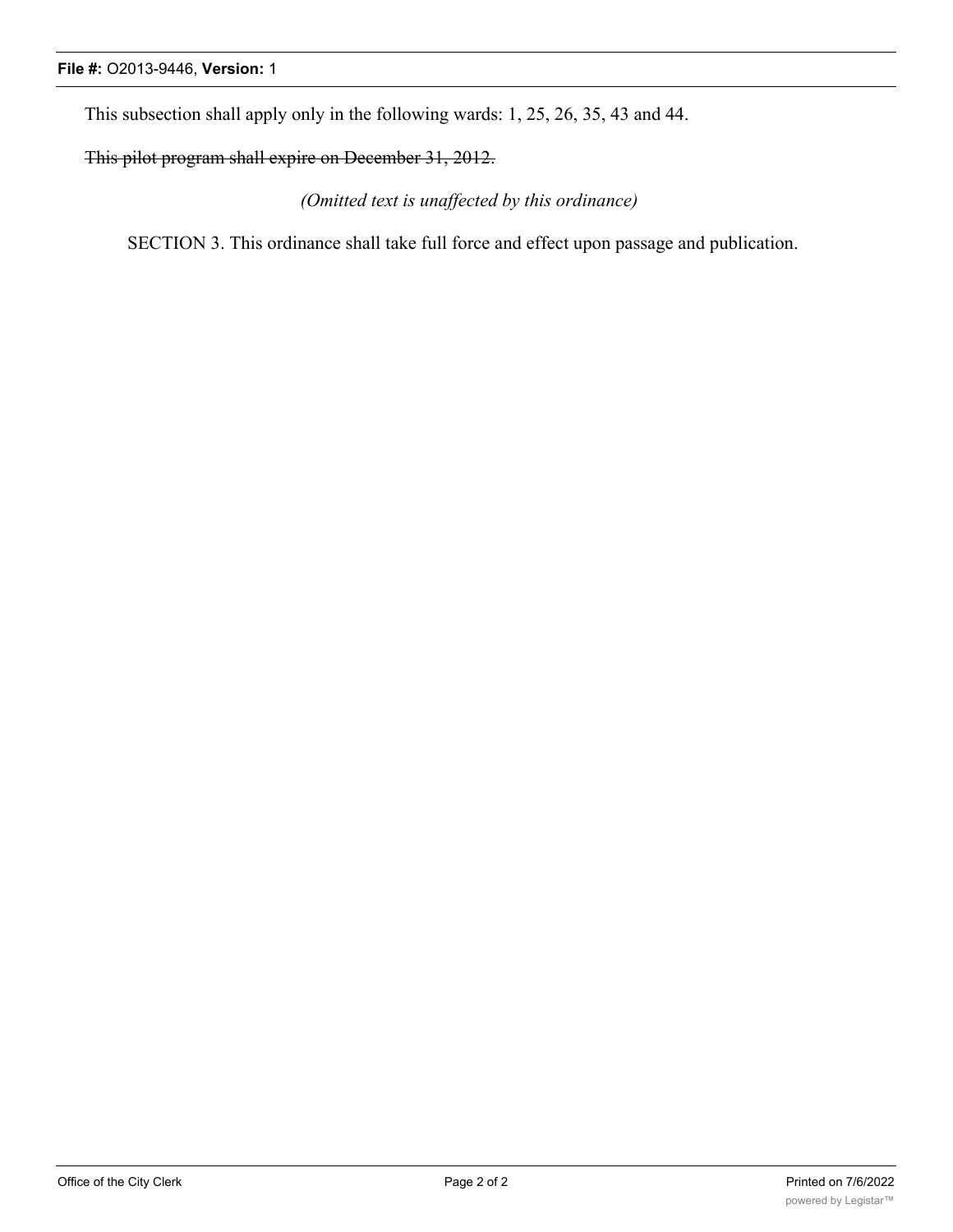This subsection shall apply only in the following wards: 1, 25, 26, 35, 43 and 44.

~~This pilot program shall expire on December 31, 2012.~~

*(Omitted text is unaffected by this ordinance)*

SECTION 3. This ordinance shall take full force and effect upon passage and publication.